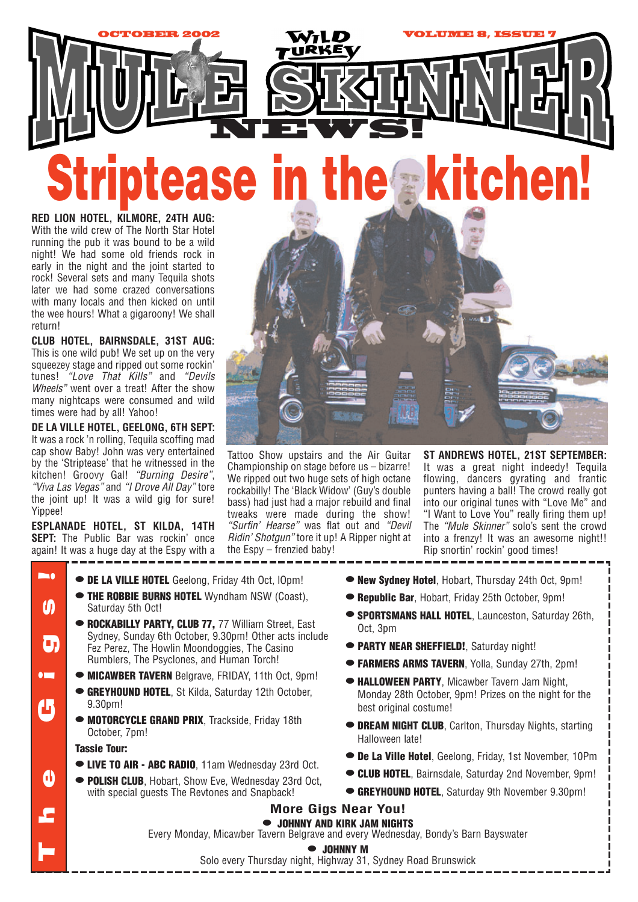OCTOBER 2002 — WILD TURKEY — VOLUME 8, ISSUE 7

# MULE SKINNER NEWS!

# Striptease in the kitchen!

**RED LION HOTEL, KILMORE, 24TH AUG:** With the wild crew of The North Star Hotel running the pub it was bound to be a wild night! We had some old friends rock in early in the night and the joint started to rock! Several sets and many Tequila shots later we had some crazed conversations with many locals and then kicked on until the wee hours! What a gigaroony! We shall return!

**CLUB HOTEL, BAIRNSDALE, 31ST AUG:** This is one wild pub! We set up on the very squeezey stage and ripped out some rockin' tunes! *"Love That Kills"* and *"Devils Wheels"* went over a treat! After the show many nightcaps were consumed and wild times were had by all! Yahoo!

**DE LA VILLE HOTEL, GEELONG, 6TH SEPT:** It was a rock 'n rolling, Tequila scoffing mad cap show Baby! John was very entertained by the 'Striptease' that he witnessed in the kitchen! Groovy Gal! *"Burning Desire"*, *"Viva Las Vegas"* and *"I Drove All Day"* tore the joint up! It was a wild gig for sure! Yippee!

**ESPLANADE HOTEL, ST KILDA, 14TH SEPT:** The Public Bar was rockin' once again! It was a huge day at the Espy with a Tattoo Show upstairs and the Air Guitar Championship on stage before us – bizarre! We ripped out two huge sets of high octane rockabilly! The 'Black Widow' (Guy's double bass) had just had a major rebuild and final tweaks were made during the show! *"Surfin' Hearse"* was flat out and *"Devil Ridin' Shotgun"* tore it up! A Ripper night at the Espy – frenzied baby!

**ST ANDREWS HOTEL, 21ST SEPTEMBER:** It was a great night indeedy! Tequila flowing, dancers gyrating and frantic punters having a ball! The crowd really got into our original tunes with "Love Me" and "I Want to Love You" really firing them up! The *"Mule Skinner"* solo's sent the crowd into a frenzy! It was an awesome night!! Rip snortin' rockin' good times!

## The Gigs!

- **DE LA VILLE HOTEL** Geelong, Friday 4th Oct, 10pm!
- **THE ROBBIE BURNS HOTEL** Wyndham NSW (Coast), Saturday 5th Oct!
- **ROCKABILLY PARTY, CLUB 77,** 77 William Street, East Sydney, Sunday 6th October, 9.30pm! Other acts include Fez Perez, The Howlin Moondoggies, The Casino Rumblers, The Psyclones, and Human Torch!
- **MICAWBER TAVERN** Belgrave, FRIDAY, 11th Oct, 9pm!
- **GREYHOUND HOTEL**, St Kilda, Saturday 12th October, 9.30pm!
- **MOTORCYCLE GRAND PRIX**, Trackside, Friday 18th October, 7pm!

**Tassie Tour:**

- **LIVE TO AIR - ABC RADIO**, 11am Wednesday 23rd Oct.
- **POLISH CLUB**, Hobart, Show Eve, Wednesday 23rd Oct, with special guests The Revtones and Snapback!
- **New Sydney Hotel**, Hobart, Thursday 24th Oct, 9pm!
- **Republic Bar**, Hobart, Friday 25th October, 9pm!
- **SPORTSMANS HALL HOTEL**, Launceston, Saturday 26th, Oct, 3pm
- **PARTY NEAR SHEFFIELD!**, Saturday night!
- **FARMERS ARMS TAVERN**, Yolla, Sunday 27th, 2pm!
- **HALLOWEEN PARTY**, Micawber Tavern Jam Night, Monday 28th October, 9pm! Prizes on the night for the best original costume!
- **DREAM NIGHT CLUB**, Carlton, Thursday Nights, starting Halloween late!
- **De La Ville Hotel**, Geelong, Friday, 1st November, 10Pm
- **CLUB HOTEL**, Bairnsdale, Saturday 2nd November, 9pm!
- **GREYHOUND HOTEL**, Saturday 9th November 9.30pm!

### More Gigs Near You!

- **JOHNNY AND KIRK JAM NIGHTS**
  Every Monday, Micawber Tavern Belgrave and every Wednesday, Bondy's Barn Bayswater
- **JOHNNY M**
  Solo every Thursday night, Highway 31, Sydney Road Brunswick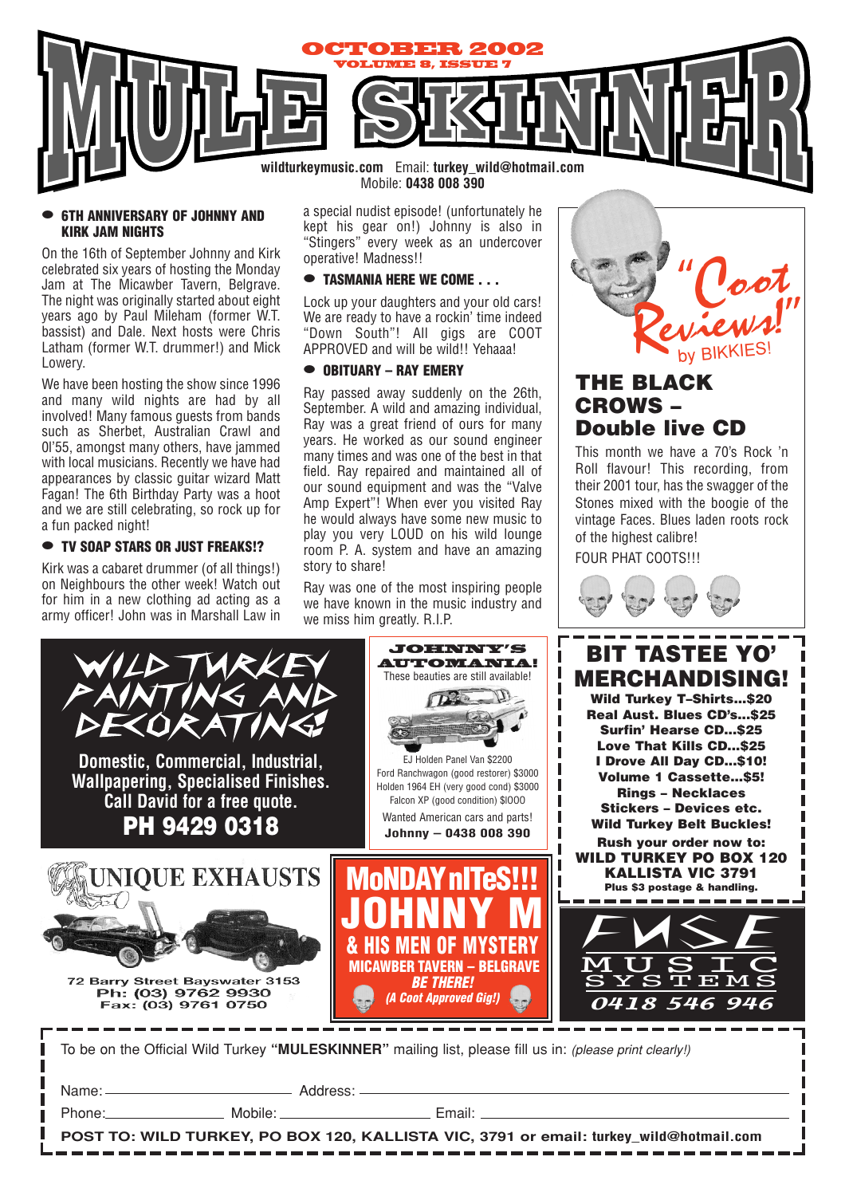# MULE SKINNER

**OCTOBER 2002**
**VOLUME 8, ISSUE 7**

**wildturkeymusic.com** Email: **turkey_wild@hotmail.com**
Mobile: **0438 008 390**

## 6TH ANNIVERSARY OF JOHNNY AND KIRK JAM NIGHTS

On the 16th of September Johnny and Kirk celebrated six years of hosting the Monday Jam at The Micawber Tavern, Belgrave. The night was originally started about eight years ago by Paul Mileham (former W.T. bassist) and Dale. Next hosts were Chris Latham (former W.T. drummer!) and Mick Lowery.

We have been hosting the show since 1996 and many wild nights are had by all involved! Many famous guests from bands such as Sherbet, Australian Crawl and Ol'55, amongst many others, have jammed with local musicians. Recently we have had appearances by classic guitar wizard Matt Fagan! The 6th Birthday Party was a hoot and we are still celebrating, so rock up for a fun packed night!

## TV SOAP STARS OR JUST FREAKS!?

Kirk was a cabaret drummer (of all things!) on Neighbours the other week! Watch out for him in a new clothing ad acting as a army officer! John was in Marshall Law in a special nudist episode! (unfortunately he kept his gear on!) Johnny is also in "Stingers" every week as an undercover operative! Madness!!

## TASMANIA HERE WE COME . . .

Lock up your daughters and your old cars! We are ready to have a rockin' time indeed "Down South"! All gigs are COOT APPROVED and will be wild!! Yehaaa!

## OBITUARY – RAY EMERY

Ray passed away suddenly on the 26th, September. A wild and amazing individual, Ray was a great friend of ours for many years. He worked as our sound engineer many times and was one of the best in that field. Ray repaired and maintained all of our sound equipment and was the "Valve Amp Expert"! When ever you visited Ray he would always have some new music to play you very LOUD on his wild lounge room P. A. system and have an amazing story to share!

Ray was one of the most inspiring people we have known in the music industry and we miss him greatly. R.I.P.

## "Coot Reviews!" by BIKKIES!

### THE BLACK CROWS – Double live CD

This month we have a 70's Rock 'n Roll flavour! This recording, from their 2001 tour, has the swagger of the Stones mixed with the boogie of the vintage Faces. Blues laden roots rock of the highest calibre!

FOUR PHAT COOTS!!!

---

## WILD TURKEY PAINTING AND DECORATING

**Domestic, Commercial, Industrial, Wallpapering, Specialised Finishes. Call David for a free quote.**

**PH 9429 0318**

---

## JOHNNY'S AUTOMANIA!

These beauties are still available!

EJ Holden Panel Van $2200
Ford Ranchwagon (good restorer) $3000
Holden 1964 EH (very good cond) $3000
Falcon XP (good condition) $1000

Wanted American cars and parts!

**Johnny – 0438 008 390**

---

## BIT TASTEE YO' MERCHANDISING!

**Wild Turkey T–Shirts...$20**
**Real Aust. Blues CD's...$25**
**Surfin' Hearse CD...$25**
**Love That Kills CD...$25**
**I Drove All Day CD...$10!**
**Volume 1 Cassette...$5!**
**Rings – Necklaces**
**Stickers – Devices etc.**
**Wild Turkey Belt Buckles!**

**Rush your order now to:**
**WILD TURKEY PO BOX 120**
**KALLISTA VIC 3791**
**Plus $3 postage & handling.**

---

## UNIQUE EXHAUSTS

72 Barry Street Bayswater 3153
Ph: (03) 9762 9930
Fax: (03) 9761 0750

---

## MoNDAY nITeS!!!

# JOHNNY M
## & HIS MEN OF MYSTERY

**MICAWBER TAVERN – BELGRAVE**
***BE THERE!***
***(A Coot Approved Gig!)***

---

## FUSE MUSIC SYSTEMS

**0418 546 946**

---

To be on the Official Wild Turkey **"MULESKINNER"** mailing list, please fill us in: *(please print clearly!)*

Name: ______________ Address: ______________

Phone: ______________ Mobile: ______________ Email: ______________

**POST TO: WILD TURKEY, PO BOX 120, KALLISTA VIC, 3791 or email: turkey_wild@hotmail.com**